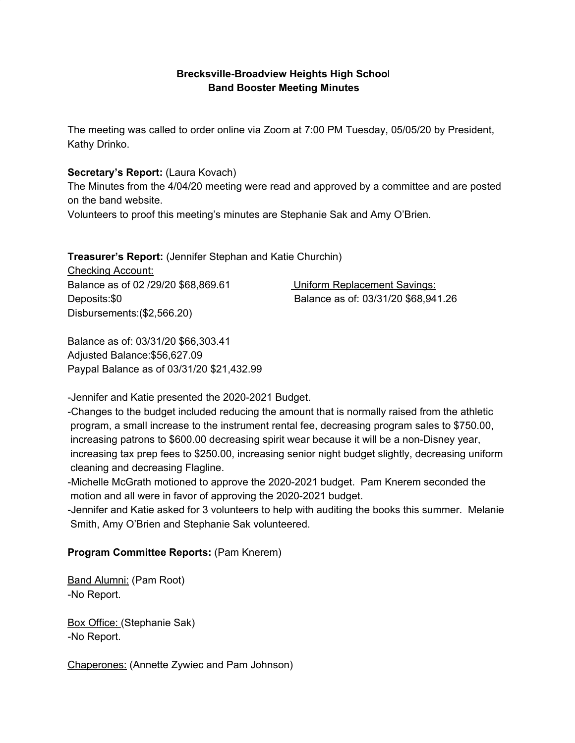**Brecksville-Broadview Heights High School**
**Band Booster Meeting Minutes**

The meeting was called to order online via Zoom at 7:00 PM Tuesday, 05/05/20 by President, Kathy Drinko.

**Secretary's Report:** (Laura Kovach)
The Minutes from the 4/04/20 meeting were read and approved by a committee and are posted on the band website.
Volunteers to proof this meeting's minutes are Stephanie Sak and Amy O'Brien.

**Treasurer's Report:** (Jennifer Stephan and Katie Churchin)

Checking Account:
Balance as of 02 /29/20 $68,869.61
Deposits:$0
Disbursements:($2,566.20)

Balance as of: 03/31/20 $66,303.41
Adjusted Balance:$56,627.09
Paypal Balance as of 03/31/20 $21,432.99

Uniform Replacement Savings:
Balance as of: 03/31/20 $68,941.26

-Jennifer and Katie presented the 2020-2021 Budget.
-Changes to the budget included reducing the amount that is normally raised from the athletic program, a small increase to the instrument rental fee, decreasing program sales to $750.00, increasing patrons to $600.00 decreasing spirit wear because it will be a non-Disney year, increasing tax prep fees to $250.00, increasing senior night budget slightly, decreasing uniform cleaning and decreasing Flagline.
-Michelle McGrath motioned to approve the 2020-2021 budget. Pam Knerem seconded the motion and all were in favor of approving the 2020-2021 budget.
-Jennifer and Katie asked for 3 volunteers to help with auditing the books this summer. Melanie Smith, Amy O'Brien and Stephanie Sak volunteered.

**Program Committee Reports:** (Pam Knerem)

Band Alumni: (Pam Root)
-No Report.

Box Office: (Stephanie Sak)
-No Report.

Chaperones: (Annette Zywiec and Pam Johnson)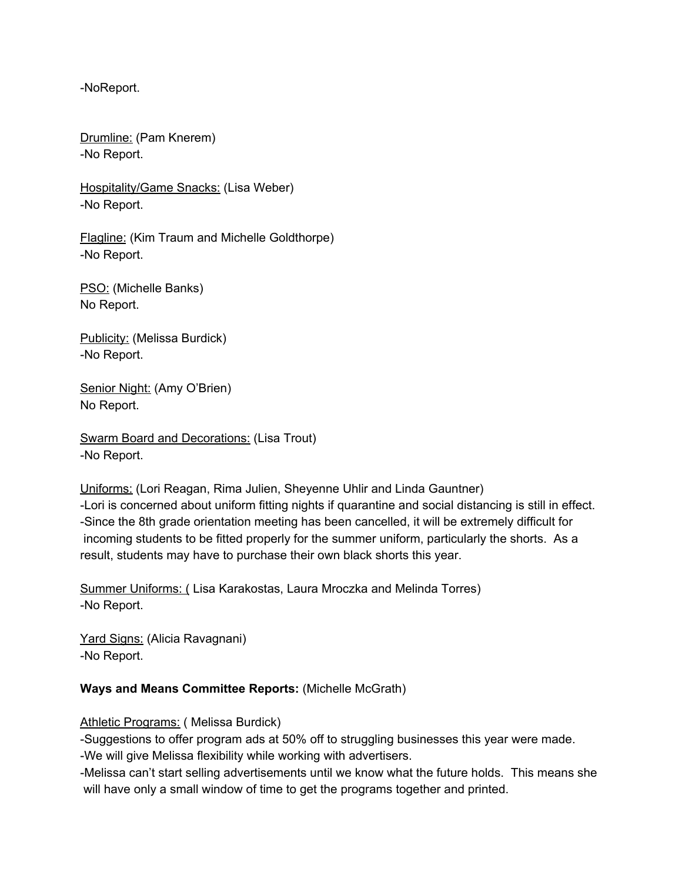-NoReport.

<u>Drumline:</u> (Pam Knerem)
-No Report.

<u>Hospitality/Game Snacks:</u> (Lisa Weber)
-No Report.

<u>Flagline:</u> (Kim Traum and Michelle Goldthorpe)
-No Report.

<u>PSO:</u> (Michelle Banks)
No Report.

<u>Publicity:</u> (Melissa Burdick)
-No Report.

<u>Senior Night:</u> (Amy O'Brien)
No Report.

<u>Swarm Board and Decorations:</u> (Lisa Trout)
-No Report.

<u>Uniforms:</u> (Lori Reagan, Rima Julien, Sheyenne Uhlir and Linda Gauntner)
-Lori is concerned about uniform fitting nights if quarantine and social distancing is still in effect.
-Since the 8th grade orientation meeting has been cancelled, it will be extremely difficult for incoming students to be fitted properly for the summer uniform, particularly the shorts. As a result, students may have to purchase their own black shorts this year.

<u>Summer Uniforms: (</u> Lisa Karakostas, Laura Mroczka and Melinda Torres)
-No Report.

<u>Yard Signs:</u> (Alicia Ravagnani)
-No Report.

**Ways and Means Committee Reports:** (Michelle McGrath)

<u>Athletic Programs:</u> ( Melissa Burdick)
-Suggestions to offer program ads at 50% off to struggling businesses this year were made.
-We will give Melissa flexibility while working with advertisers.
-Melissa can't start selling advertisements until we know what the future holds. This means she will have only a small window of time to get the programs together and printed.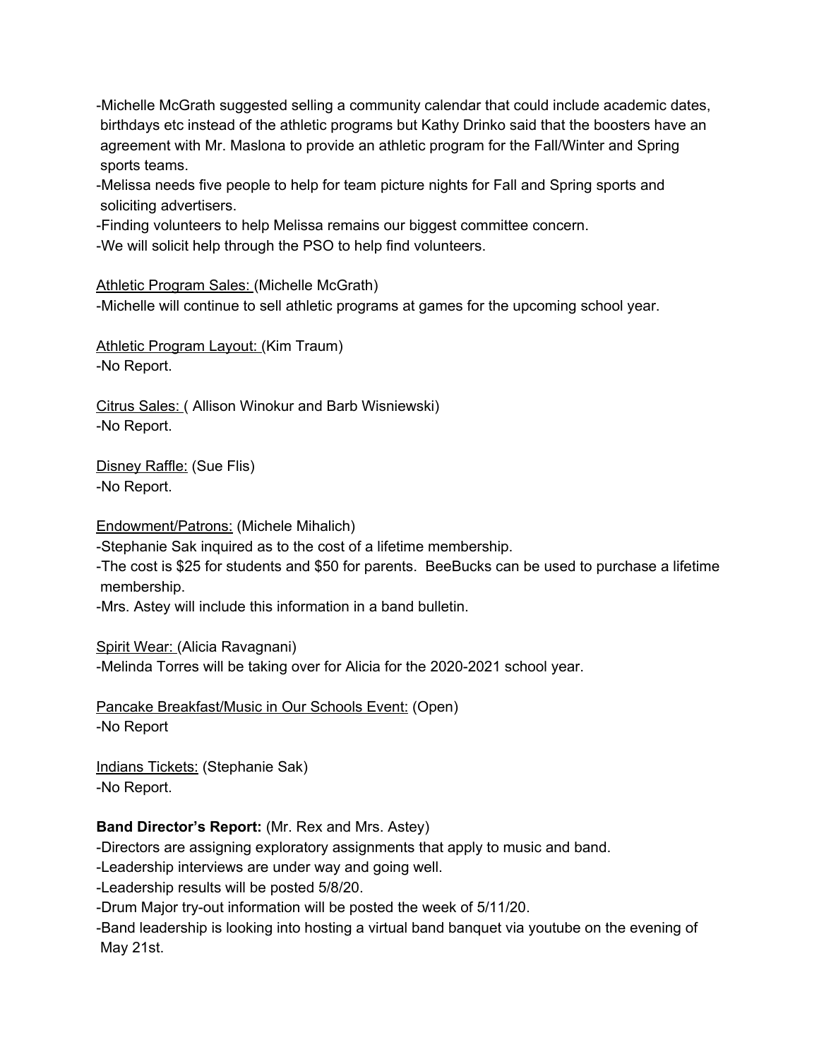-Michelle McGrath suggested selling a community calendar that could include academic dates, birthdays etc instead of the athletic programs but Kathy Drinko said that the boosters have an agreement with Mr. Maslona to provide an athletic program for the Fall/Winter and Spring sports teams.
-Melissa needs five people to help for team picture nights for Fall and Spring sports and soliciting advertisers.
-Finding volunteers to help Melissa remains our biggest committee concern.
-We will solicit help through the PSO to help find volunteers.

Athletic Program Sales: (Michelle McGrath)
-Michelle will continue to sell athletic programs at games for the upcoming school year.

Athletic Program Layout: (Kim Traum)
-No Report.

Citrus Sales: ( Allison Winokur and Barb Wisniewski)
-No Report.

Disney Raffle: (Sue Flis)
-No Report.

Endowment/Patrons: (Michele Mihalich)
-Stephanie Sak inquired as to the cost of a lifetime membership.
-The cost is $25 for students and $50 for parents. BeeBucks can be used to purchase a lifetime membership.
-Mrs. Astey will include this information in a band bulletin.

Spirit Wear: (Alicia Ravagnani)
-Melinda Torres will be taking over for Alicia for the 2020-2021 school year.

Pancake Breakfast/Music in Our Schools Event: (Open)
-No Report

Indians Tickets: (Stephanie Sak)
-No Report.

**Band Director's Report:** (Mr. Rex and Mrs. Astey)
-Directors are assigning exploratory assignments that apply to music and band.
-Leadership interviews are under way and going well.
-Leadership results will be posted 5/8/20.
-Drum Major try-out information will be posted the week of 5/11/20.
-Band leadership is looking into hosting a virtual band banquet via youtube on the evening of May 21st.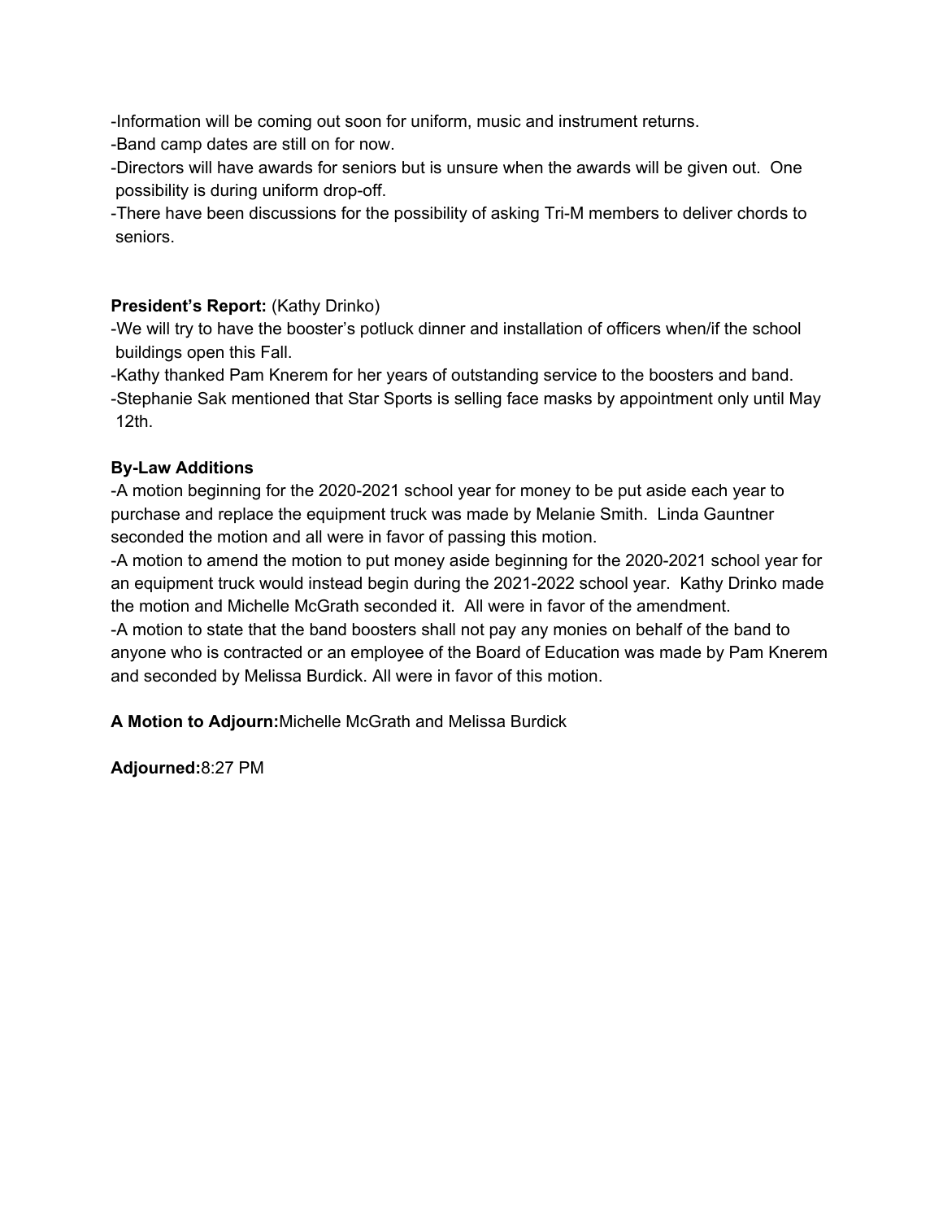-Information will be coming out soon for uniform, music and instrument returns.
-Band camp dates are still on for now.
-Directors will have awards for seniors but is unsure when the awards will be given out. One possibility is during uniform drop-off.
-There have been discussions for the possibility of asking Tri-M members to deliver chords to seniors.

**President's Report:** (Kathy Drinko)
-We will try to have the booster's potluck dinner and installation of officers when/if the school buildings open this Fall.
-Kathy thanked Pam Knerem for her years of outstanding service to the boosters and band.
-Stephanie Sak mentioned that Star Sports is selling face masks by appointment only until May 12th.

**By-Law Additions**
-A motion beginning for the 2020-2021 school year for money to be put aside each year to purchase and replace the equipment truck was made by Melanie Smith. Linda Gauntner seconded the motion and all were in favor of passing this motion.
-A motion to amend the motion to put money aside beginning for the 2020-2021 school year for an equipment truck would instead begin during the 2021-2022 school year. Kathy Drinko made the motion and Michelle McGrath seconded it. All were in favor of the amendment.
-A motion to state that the band boosters shall not pay any monies on behalf of the band to anyone who is contracted or an employee of the Board of Education was made by Pam Knerem and seconded by Melissa Burdick. All were in favor of this motion.

**A Motion to Adjourn:**Michelle McGrath and Melissa Burdick

**Adjourned:**8:27 PM